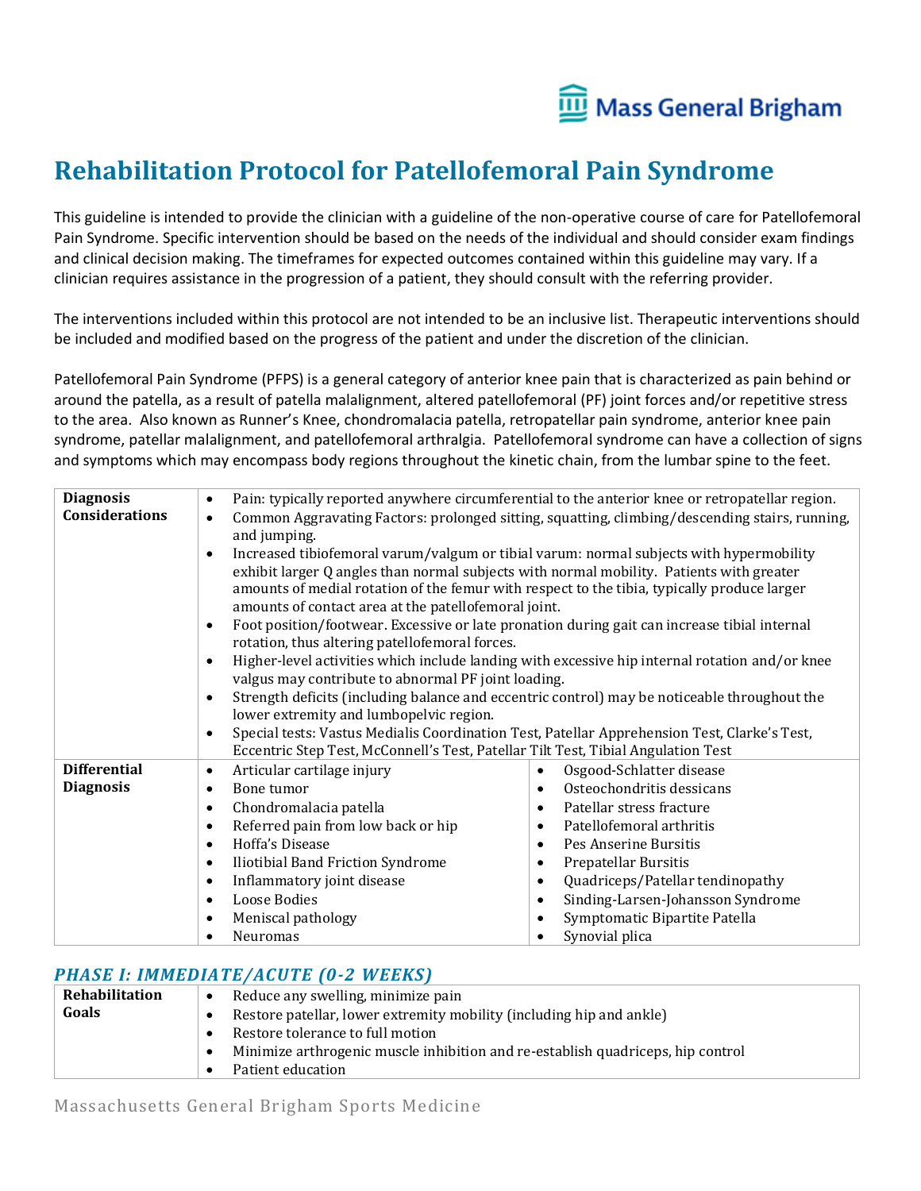# Rehabilitation Protocol for Patellofemoral Pain Syndrome

This guideline is intended to provide the clinician with a guideline of the non-operative course of care for Patellofemoral Pain Syndrome. Specific intervention should be based on the needs of the individual and should consider exam findings and clinical decision making. The timeframes for expected outcomes contained within this guideline may vary. If a clinician requires assistance in the progression of a patient, they should consult with the referring provider.

The interventions included within this protocol are not intended to be an inclusive list. Therapeutic interventions should be included and modified based on the progress of the patient and under the discretion of the clinician.

Patellofemoral Pain Syndrome (PFPS) is a general category of anterior knee pain that is characterized as pain behind or around the patella, as a result of patella malalignment, altered patellofemoral (PF) joint forces and/or repetitive stress to the area. Also known as Runner's Knee, chondromalacia patella, retropatellar pain syndrome, anterior knee pain syndrome, patellar malalignment, and patellofemoral arthralgia. Patellofemoral syndrome can have a collection of signs and symptoms which may encompass body regions throughout the kinetic chain, from the lumbar spine to the feet.

| | | |
|---|---|---|
| **Diagnosis Considerations** | • Pain: typically reported anywhere circumferential to the anterior knee or retropatellar region.<br>• Common Aggravating Factors: prolonged sitting, squatting, climbing/descending stairs, running, and jumping.<br>• Increased tibiofemoral varum/valgum or tibial varum: normal subjects with hypermobility exhibit larger Q angles than normal subjects with normal mobility. Patients with greater amounts of medial rotation of the femur with respect to the tibia, typically produce larger amounts of contact area at the patellofemoral joint.<br>• Foot position/footwear. Excessive or late pronation during gait can increase tibial internal rotation, thus altering patellofemoral forces.<br>• Higher-level activities which include landing with excessive hip internal rotation and/or knee valgus may contribute to abnormal PF joint loading.<br>• Strength deficits (including balance and eccentric control) may be noticeable throughout the lower extremity and lumbopelvic region.<br>• Special tests: Vastus Medialis Coordination Test, Patellar Apprehension Test, Clarke's Test, Eccentric Step Test, McConnell's Test, Patellar Tilt Test, Tibial Angulation Test | |
| **Differential Diagnosis** | • Articular cartilage injury<br>• Bone tumor<br>• Chondromalacia patella<br>• Referred pain from low back or hip<br>• Hoffa's Disease<br>• Iliotibial Band Friction Syndrome<br>• Inflammatory joint disease<br>• Loose Bodies<br>• Meniscal pathology<br>• Neuromas | • Osgood-Schlatter disease<br>• Osteochondritis dessicans<br>• Patellar stress fracture<br>• Patellofemoral arthritis<br>• Pes Anserine Bursitis<br>• Prepatellar Bursitis<br>• Quadriceps/Patellar tendinopathy<br>• Sinding-Larsen-Johansson Syndrome<br>• Symptomatic Bipartite Patella<br>• Synovial plica |

## *PHASE I: IMMEDIATE/ACUTE (0-2 WEEKS)*

| | |
|---|---|
| **Rehabilitation Goals** | • Reduce any swelling, minimize pain<br>• Restore patellar, lower extremity mobility (including hip and ankle)<br>• Restore tolerance to full motion<br>• Minimize arthrogenic muscle inhibition and re-establish quadriceps, hip control<br>• Patient education |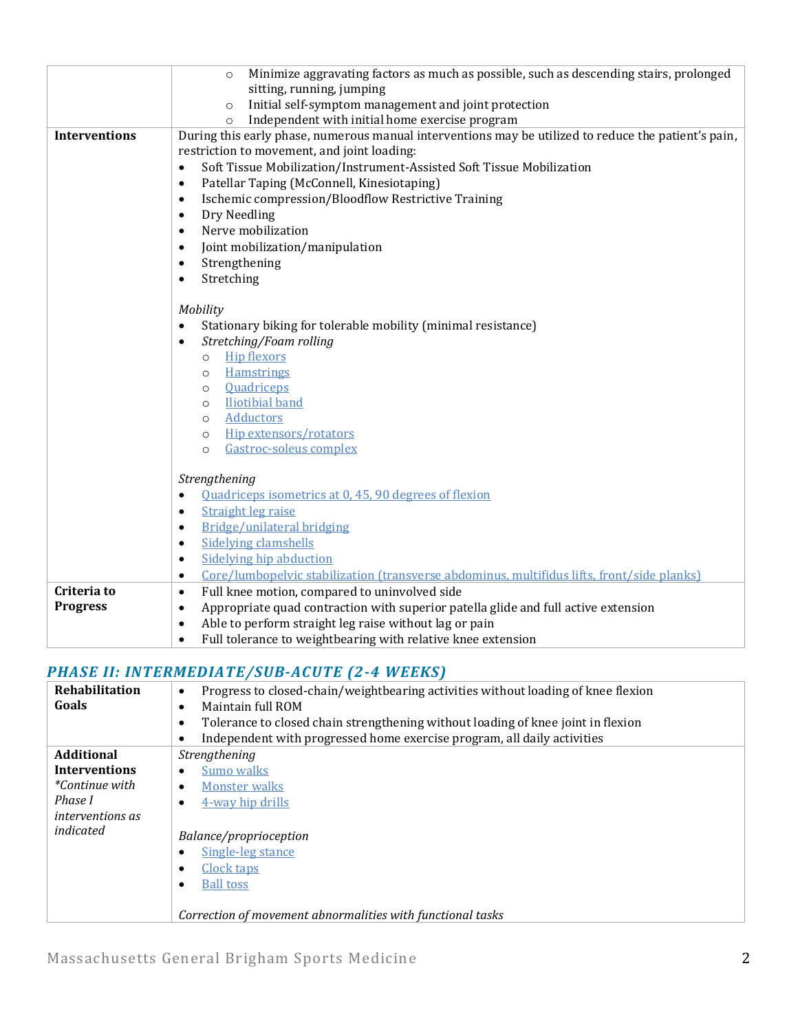| | |
|---|---|
| | ◦ Minimize aggravating factors as much as possible, such as descending stairs, prolonged sitting, running, jumping<br>◦ Initial self-symptom management and joint protection<br>◦ Independent with initial home exercise program |
| **Interventions** | During this early phase, numerous manual interventions may be utilized to reduce the patient's pain, restriction to movement, and joint loading:<br>• Soft Tissue Mobilization/Instrument-Assisted Soft Tissue Mobilization<br>• Patellar Taping (McConnell, Kinesiotaping)<br>• Ischemic compression/Bloodflow Restrictive Training<br>• Dry Needling<br>• Nerve mobilization<br>• Joint mobilization/manipulation<br>• Strengthening<br>• Stretching<br><br>*Mobility*<br>• Stationary biking for tolerable mobility (minimal resistance)<br>• *Stretching/Foam rolling*<br>◦ Hip flexors<br>◦ Hamstrings<br>◦ Quadriceps<br>◦ Iliotibial band<br>◦ Adductors<br>◦ Hip extensors/rotators<br>◦ Gastroc-soleus complex<br><br>*Strengthening*<br>• Quadriceps isometrics at 0, 45, 90 degrees of flexion<br>• Straight leg raise<br>• Bridge/unilateral bridging<br>• Sidelying clamshells<br>• Sidelying hip abduction<br>• Core/lumbopelvic stabilization (transverse abdominus, multifidus lifts, front/side planks) |
| **Criteria to Progress** | • Full knee motion, compared to uninvolved side<br>• Appropriate quad contraction with superior patella glide and full active extension<br>• Able to perform straight leg raise without lag or pain<br>• Full tolerance to weightbearing with relative knee extension |

## *PHASE II: INTERMEDIATE/SUB-ACUTE (2-4 WEEKS)*

| | |
|---|---|
| **Rehabilitation Goals** | • Progress to closed-chain/weightbearing activities without loading of knee flexion<br>• Maintain full ROM<br>• Tolerance to closed chain strengthening without loading of knee joint in flexion<br>• Independent with progressed home exercise program, all daily activities |
| **Additional Interventions**<br>*\*Continue with Phase I interventions as indicated* | *Strengthening*<br>• Sumo walks<br>• Monster walks<br>• 4-way hip drills<br><br>*Balance/proprioception*<br>• Single-leg stance<br>• Clock taps<br>• Ball toss<br><br>*Correction of movement abnormalities with functional tasks* |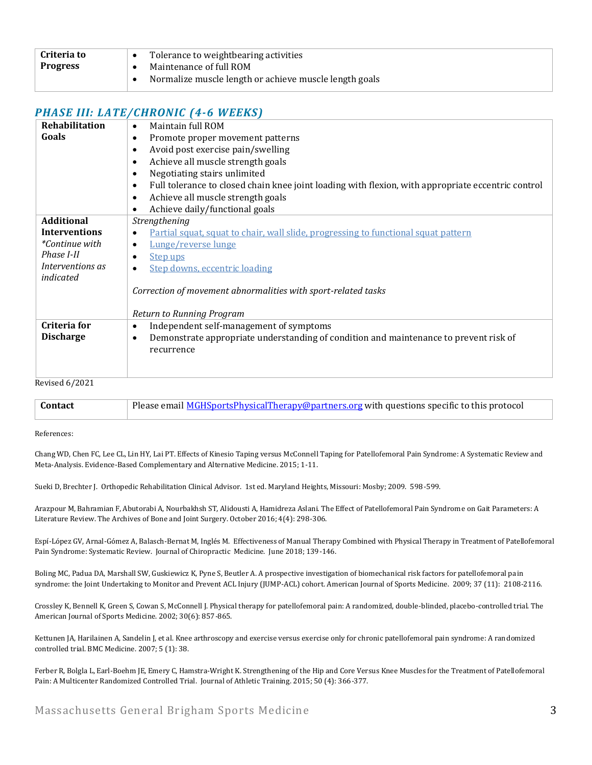| Criteria to Progress | • Tolerance to weightbearing activities<br>• Maintenance of full ROM<br>• Normalize muscle length or achieve muscle length goals |
|---|---|

## *PHASE III: LATE/CHRONIC (4-6 WEEKS)*

| **Rehabilitation Goals** | • Maintain full ROM<br>• Promote proper movement patterns<br>• Avoid post exercise pain/swelling<br>• Achieve all muscle strength goals<br>• Negotiating stairs unlimited<br>• Full tolerance to closed chain knee joint loading with flexion, with appropriate eccentric control<br>• Achieve all muscle strength goals<br>• Achieve daily/functional goals |
|---|---|
| **Additional Interventions**<br>*\*Continue with Phase I-II Interventions as indicated* | *Strengthening*<br>• Partial squat, squat to chair, wall slide, progressing to functional squat pattern<br>• Lunge/reverse lunge<br>• Step ups<br>• Step downs, eccentric loading<br><br>*Correction of movement abnormalities with sport-related tasks*<br><br>*Return to Running Program* |
| **Criteria for Discharge** | • Independent self-management of symptoms<br>• Demonstrate appropriate understanding of condition and maintenance to prevent risk of recurrence |

Revised 6/2021

| **Contact** | Please email MGHSportsPhysicalTherapy@partners.org with questions specific to this protocol |
|---|---|

References:

Chang WD, Chen FC, Lee CL, Lin HY, Lai PT. Effects of Kinesio Taping versus McConnell Taping for Patellofemoral Pain Syndrome: A Systematic Review and Meta-Analysis. Evidence-Based Complementary and Alternative Medicine. 2015; 1-11.

Sueki D, Brechter J. Orthopedic Rehabilitation Clinical Advisor. 1st ed. Maryland Heights, Missouri: Mosby; 2009. 598-599.

Arazpour M, Bahramian F, Abutorabi A, Nourbakhsh ST, Alidousti A, Hamidreza Aslani. The Effect of Patellofemoral Pain Syndrome on Gait Parameters: A Literature Review. The Archives of Bone and Joint Surgery. October 2016; 4(4): 298-306.

Espí-López GV, Arnal-Gómez A, Balasch-Bernat M, Inglés M. Effectiveness of Manual Therapy Combined with Physical Therapy in Treatment of Patellofemoral Pain Syndrome: Systematic Review. Journal of Chiropractic Medicine. June 2018; 139-146.

Boling MC, Padua DA, Marshall SW, Guskiewicz K, Pyne S, Beutler A. A prospective investigation of biomechanical risk factors for patellofemoral pain syndrome: the Joint Undertaking to Monitor and Prevent ACL Injury (JUMP-ACL) cohort. American Journal of Sports Medicine. 2009; 37 (11): 2108-2116.

Crossley K, Bennell K, Green S, Cowan S, McConnell J. Physical therapy for patellofemoral pain: A randomized, double-blinded, placebo-controlled trial. The American Journal of Sports Medicine. 2002; 30(6): 857-865.

Kettunen JA, Harilainen A, Sandelin J, et al. Knee arthroscopy and exercise versus exercise only for chronic patellofemoral pain syndrome: A randomized controlled trial. BMC Medicine. 2007; 5 (1): 38.

Ferber R, Bolgla L, Earl-Boehm JE, Emery C, Hamstra-Wright K. Strengthening of the Hip and Core Versus Knee Muscles for the Treatment of Patellofemoral Pain: A Multicenter Randomized Controlled Trial. Journal of Athletic Training. 2015; 50 (4): 366-377.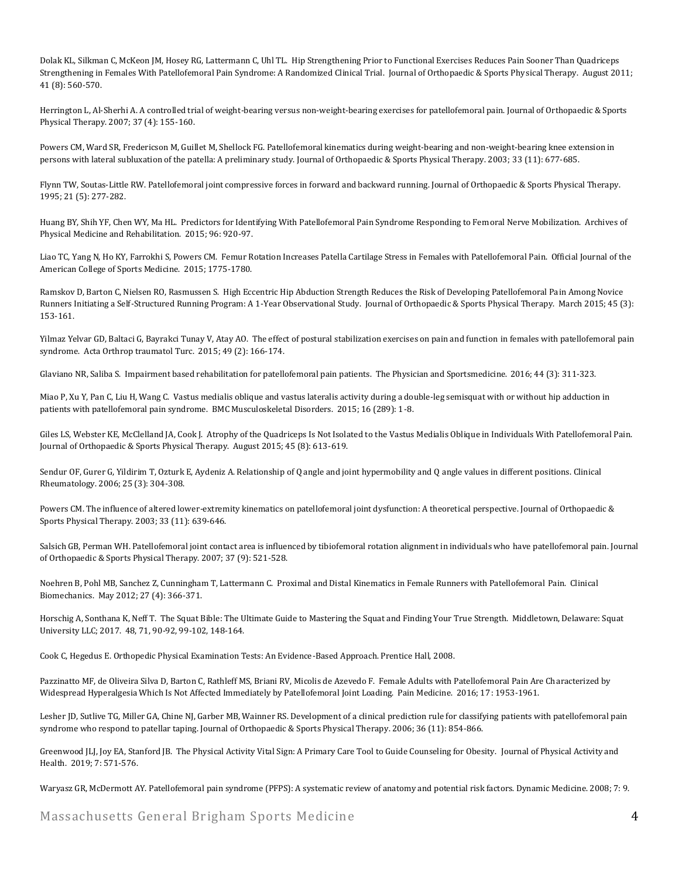Dolak KL, Silkman C, McKeon JM, Hosey RG, Lattermann C, Uhl TL. Hip Strengthening Prior to Functional Exercises Reduces Pain Sooner Than Quadriceps Strengthening in Females With Patellofemoral Pain Syndrome: A Randomized Clinical Trial. Journal of Orthopaedic & Sports Physical Therapy. August 2011; 41 (8): 560-570.

Herrington L, Al-Sherhi A. A controlled trial of weight-bearing versus non-weight-bearing exercises for patellofemoral pain. Journal of Orthopaedic & Sports Physical Therapy. 2007; 37 (4): 155-160.

Powers CM, Ward SR, Fredericson M, Guillet M, Shellock FG. Patellofemoral kinematics during weight-bearing and non-weight-bearing knee extension in persons with lateral subluxation of the patella: A preliminary study. Journal of Orthopaedic & Sports Physical Therapy. 2003; 33 (11): 677-685.

Flynn TW, Soutas-Little RW. Patellofemoral joint compressive forces in forward and backward running. Journal of Orthopaedic & Sports Physical Therapy. 1995; 21 (5): 277-282.

Huang BY, Shih YF, Chen WY, Ma HL. Predictors for Identifying With Patellofemoral Pain Syndrome Responding to Femoral Nerve Mobilization. Archives of Physical Medicine and Rehabilitation. 2015; 96: 920-97.

Liao TC, Yang N, Ho KY, Farrokhi S, Powers CM. Femur Rotation Increases Patella Cartilage Stress in Females with Patellofemoral Pain. Official Journal of the American College of Sports Medicine. 2015; 1775-1780.

Ramskov D, Barton C, Nielsen RO, Rasmussen S. High Eccentric Hip Abduction Strength Reduces the Risk of Developing Patellofemoral Pain Among Novice Runners Initiating a Self-Structured Running Program: A 1-Year Observational Study. Journal of Orthopaedic & Sports Physical Therapy. March 2015; 45 (3): 153-161.

Yilmaz Yelvar GD, Baltaci G, Bayrakci Tunay V, Atay AO. The effect of postural stabilization exercises on pain and function in females with patellofemoral pain syndrome. Acta Orthrop traumatol Turc. 2015; 49 (2): 166-174.

Glaviano NR, Saliba S. Impairment based rehabilitation for patellofemoral pain patients. The Physician and Sportsmedicine. 2016; 44 (3): 311-323.

Miao P, Xu Y, Pan C, Liu H, Wang C. Vastus medialis oblique and vastus lateralis activity during a double-leg semisquat with or without hip adduction in patients with patellofemoral pain syndrome. BMC Musculoskeletal Disorders. 2015; 16 (289): 1-8.

Giles LS, Webster KE, McClelland JA, Cook J. Atrophy of the Quadriceps Is Not Isolated to the Vastus Medialis Oblique in Individuals With Patellofemoral Pain. Journal of Orthopaedic & Sports Physical Therapy. August 2015; 45 (8): 613-619.

Sendur OF, Gurer G, Yildirim T, Ozturk E, Aydeniz A. Relationship of Q angle and joint hypermobility and Q angle values in different positions. Clinical Rheumatology. 2006; 25 (3): 304-308.

Powers CM. The influence of altered lower-extremity kinematics on patellofemoral joint dysfunction: A theoretical perspective. Journal of Orthopaedic & Sports Physical Therapy. 2003; 33 (11): 639-646.

Salsich GB, Perman WH. Patellofemoral joint contact area is influenced by tibiofemoral rotation alignment in individuals who have patellofemoral pain. Journal of Orthopaedic & Sports Physical Therapy. 2007; 37 (9): 521-528.

Noehren B, Pohl MB, Sanchez Z, Cunningham T, Lattermann C. Proximal and Distal Kinematics in Female Runners with Patellofemoral Pain. Clinical Biomechanics. May 2012; 27 (4): 366-371.

Horschig A, Sonthana K, Neff T. The Squat Bible: The Ultimate Guide to Mastering the Squat and Finding Your True Strength. Middletown, Delaware: Squat University LLC; 2017. 48, 71, 90-92, 99-102, 148-164.

Cook C, Hegedus E. Orthopedic Physical Examination Tests: An Evidence-Based Approach. Prentice Hall, 2008.

Pazzinatto MF, de Oliveira Silva D, Barton C, Rathleff MS, Briani RV, Micolis de Azevedo F. Female Adults with Patellofemoral Pain Are Characterized by Widespread Hyperalgesia Which Is Not Affected Immediately by Patellofemoral Joint Loading. Pain Medicine. 2016; 17: 1953-1961.

Lesher JD, Sutlive TG, Miller GA, Chine NJ, Garber MB, Wainner RS. Development of a clinical prediction rule for classifying patients with patellofemoral pain syndrome who respond to patellar taping. Journal of Orthopaedic & Sports Physical Therapy. 2006; 36 (11): 854-866.

Greenwood JLJ, Joy EA, Stanford JB. The Physical Activity Vital Sign: A Primary Care Tool to Guide Counseling for Obesity. Journal of Physical Activity and Health. 2019; 7: 571-576.

Waryasz GR, McDermott AY. Patellofemoral pain syndrome (PFPS): A systematic review of anatomy and potential risk factors. Dynamic Medicine. 2008; 7: 9.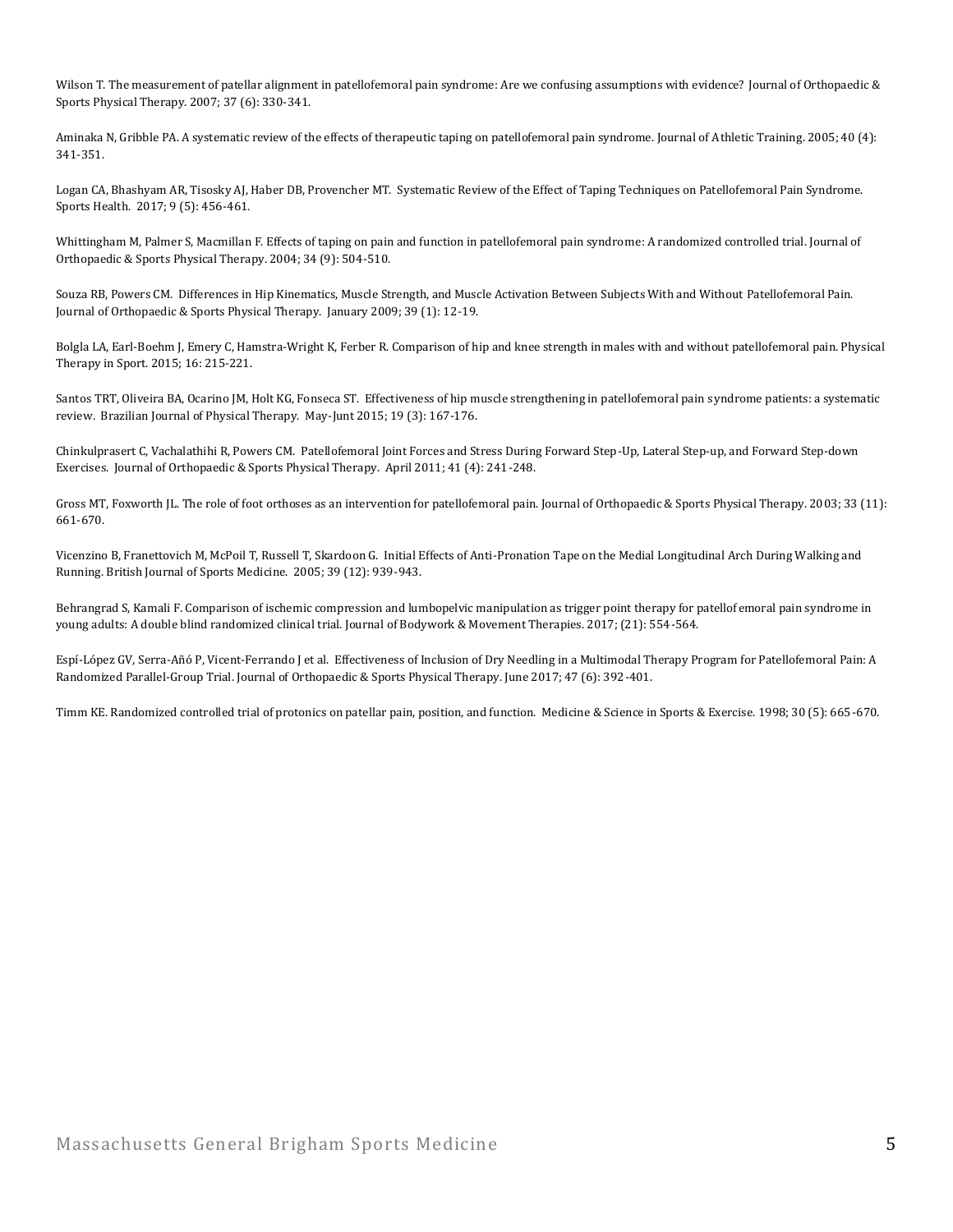Wilson T. The measurement of patellar alignment in patellofemoral pain syndrome: Are we confusing assumptions with evidence? Journal of Orthopaedic & Sports Physical Therapy. 2007; 37 (6): 330-341.

Aminaka N, Gribble PA. A systematic review of the effects of therapeutic taping on patellofemoral pain syndrome. Journal of Athletic Training. 2005; 40 (4): 341-351.

Logan CA, Bhashyam AR, Tisosky AJ, Haber DB, Provencher MT. Systematic Review of the Effect of Taping Techniques on Patellofemoral Pain Syndrome. Sports Health. 2017; 9 (5): 456-461.

Whittingham M, Palmer S, Macmillan F. Effects of taping on pain and function in patellofemoral pain syndrome: A randomized controlled trial. Journal of Orthopaedic & Sports Physical Therapy. 2004; 34 (9): 504-510.

Souza RB, Powers CM. Differences in Hip Kinematics, Muscle Strength, and Muscle Activation Between Subjects With and Without Patellofemoral Pain. Journal of Orthopaedic & Sports Physical Therapy. January 2009; 39 (1): 12-19.

Bolgla LA, Earl-Boehm J, Emery C, Hamstra-Wright K, Ferber R. Comparison of hip and knee strength in males with and without patellofemoral pain. Physical Therapy in Sport. 2015; 16: 215-221.

Santos TRT, Oliveira BA, Ocarino JM, Holt KG, Fonseca ST. Effectiveness of hip muscle strengthening in patellofemoral pain syndrome patients: a systematic review. Brazilian Journal of Physical Therapy. May-Junt 2015; 19 (3): 167-176.

Chinkulprasert C, Vachalathihi R, Powers CM. Patellofemoral Joint Forces and Stress During Forward Step-Up, Lateral Step-up, and Forward Step-down Exercises. Journal of Orthopaedic & Sports Physical Therapy. April 2011; 41 (4): 241-248.

Gross MT, Foxworth JL. The role of foot orthoses as an intervention for patellofemoral pain. Journal of Orthopaedic & Sports Physical Therapy. 2003; 33 (11): 661-670.

Vicenzino B, Franettovich M, McPoil T, Russell T, Skardoon G. Initial Effects of Anti-Pronation Tape on the Medial Longitudinal Arch During Walking and Running. British Journal of Sports Medicine. 2005; 39 (12): 939-943.

Behrangrad S, Kamali F. Comparison of ischemic compression and lumbopelvic manipulation as trigger point therapy for patellofemoral pain syndrome in young adults: A double blind randomized clinical trial. Journal of Bodywork & Movement Therapies. 2017; (21): 554-564.

Espí-López GV, Serra-Añó P, Vicent-Ferrando J et al. Effectiveness of Inclusion of Dry Needling in a Multimodal Therapy Program for Patellofemoral Pain: A Randomized Parallel-Group Trial. Journal of Orthopaedic & Sports Physical Therapy. June 2017; 47 (6): 392-401.

Timm KE. Randomized controlled trial of protonics on patellar pain, position, and function. Medicine & Science in Sports & Exercise. 1998; 30 (5): 665-670.